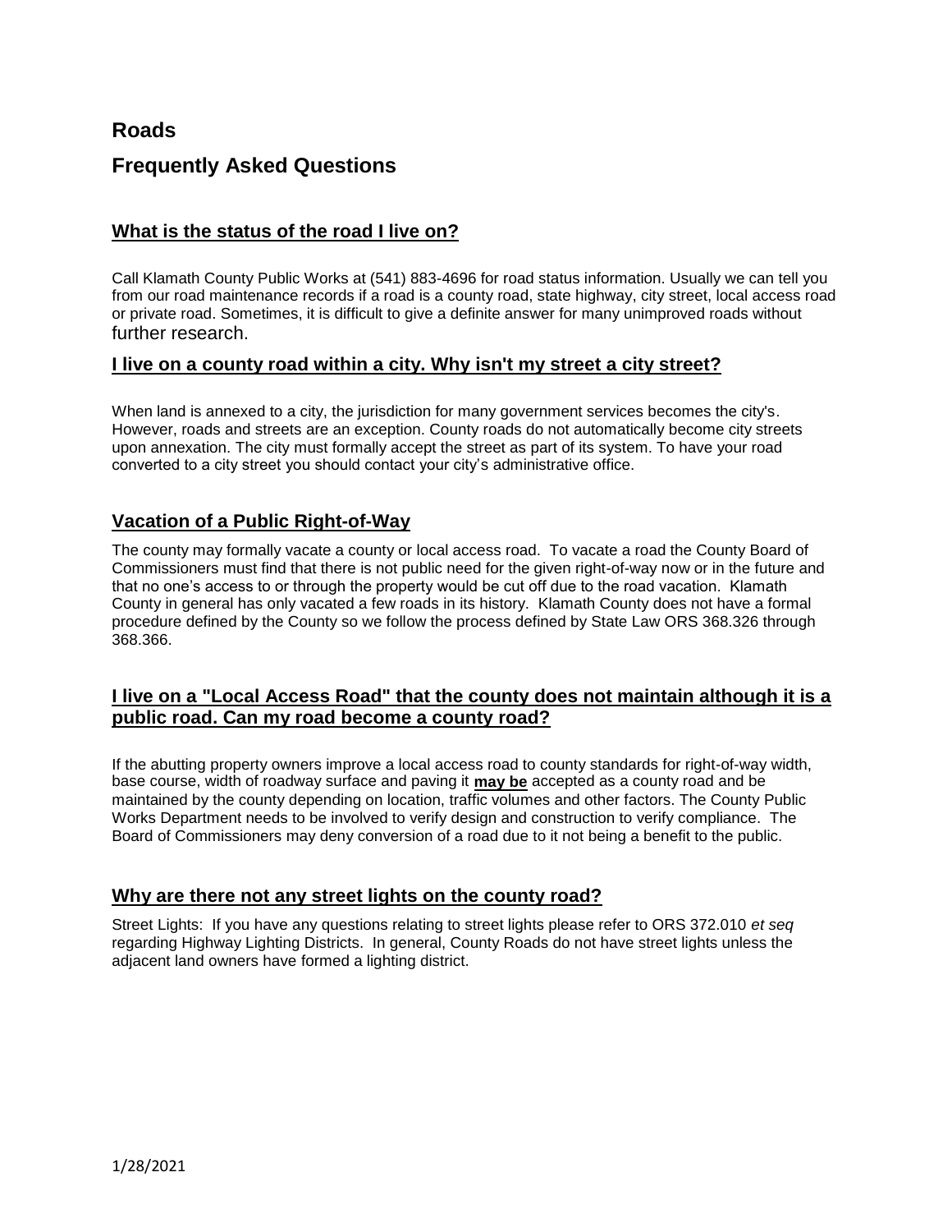# Roads

# Frequently Asked Questions

## What is the status of the road I live on?

Call Klamath County Public Works at (541) 883-4696 for road status information. Usually we can tell you from our road maintenance records if a road is a county road, state highway, city street, local access road or private road. Sometimes, it is difficult to give a definite answer for many unimproved roads without further research.

## I live on a county road within a city. Why isn't my street a city street?

When land is annexed to a city, the jurisdiction for many government services becomes the city's. However, roads and streets are an exception. County roads do not automatically become city streets upon annexation. The city must formally accept the street as part of its system. To have your road converted to a city street you should contact your city's administrative office.

## Vacation of a Public Right-of-Way

The county may formally vacate a county or local access road. To vacate a road the County Board of Commissioners must find that there is not public need for the given right-of-way now or in the future and that no one's access to or through the property would be cut off due to the road vacation. Klamath County in general has only vacated a few roads in its history. Klamath County does not have a formal procedure defined by the County so we follow the process defined by State Law ORS 368.326 through 368.366.

## I live on a "Local Access Road" that the county does not maintain although it is a public road. Can my road become a county road?

If the abutting property owners improve a local access road to county standards for right-of-way width, base course, width of roadway surface and paving it **may be** accepted as a county road and be maintained by the county depending on location, traffic volumes and other factors. The County Public Works Department needs to be involved to verify design and construction to verify compliance. The Board of Commissioners may deny conversion of a road due to it not being a benefit to the public.

## Why are there not any street lights on the county road?

Street Lights: If you have any questions relating to street lights please refer to ORS 372.010 *et seq* regarding Highway Lighting Districts. In general, County Roads do not have street lights unless the adjacent land owners have formed a lighting district.

1/28/2021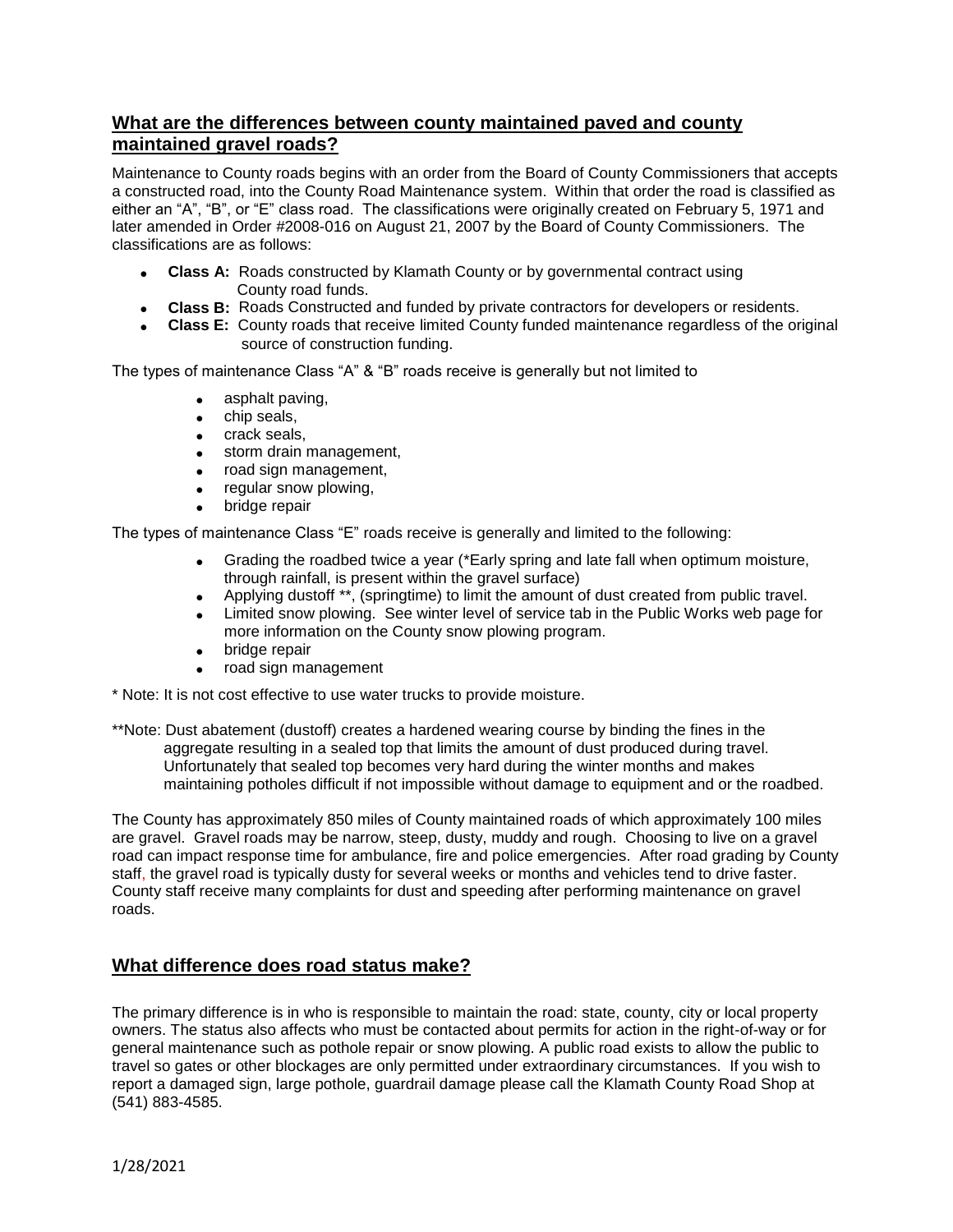## What are the differences between county maintained paved and county maintained gravel roads?

Maintenance to County roads begins with an order from the Board of County Commissioners that accepts a constructed road, into the County Road Maintenance system. Within that order the road is classified as either an "A", "B", or "E" class road. The classifications were originally created on February 5, 1971 and later amended in Order #2008-016 on August 21, 2007 by the Board of County Commissioners. The classifications are as follows:

- **Class A:** Roads constructed by Klamath County or by governmental contract using County road funds.
- **Class B:** Roads Constructed and funded by private contractors for developers or residents.
- **Class E:** County roads that receive limited County funded maintenance regardless of the original source of construction funding.

The types of maintenance Class "A" & "B" roads receive is generally but not limited to

- asphalt paving,
- chip seals,
- crack seals,
- storm drain management,
- road sign management,
- regular snow plowing,
- bridge repair

The types of maintenance Class "E" roads receive is generally and limited to the following:

- Grading the roadbed twice a year (*Early spring and late fall when optimum moisture, through rainfall, is present within the gravel surface)
- Applying dustoff **, (springtime) to limit the amount of dust created from public travel.
- Limited snow plowing. See winter level of service tab in the Public Works web page for more information on the County snow plowing program.
- bridge repair
- road sign management

\* Note: It is not cost effective to use water trucks to provide moisture.

**Note: Dust abatement (dustoff) creates a hardened wearing course by binding the fines in the aggregate resulting in a sealed top that limits the amount of dust produced during travel. Unfortunately that sealed top becomes very hard during the winter months and makes maintaining potholes difficult if not impossible without damage to equipment and or the roadbed.

The County has approximately 850 miles of County maintained roads of which approximately 100 miles are gravel. Gravel roads may be narrow, steep, dusty, muddy and rough. Choosing to live on a gravel road can impact response time for ambulance, fire and police emergencies. After road grading by County staff, the gravel road is typically dusty for several weeks or months and vehicles tend to drive faster. County staff receive many complaints for dust and speeding after performing maintenance on gravel roads.

## What difference does road status make?

The primary difference is in who is responsible to maintain the road: state, county, city or local property owners. The status also affects who must be contacted about permits for action in the right-of-way or for general maintenance such as pothole repair or snow plowing. A public road exists to allow the public to travel so gates or other blockages are only permitted under extraordinary circumstances. If you wish to report a damaged sign, large pothole, guardrail damage please call the Klamath County Road Shop at (541) 883-4585.

1/28/2021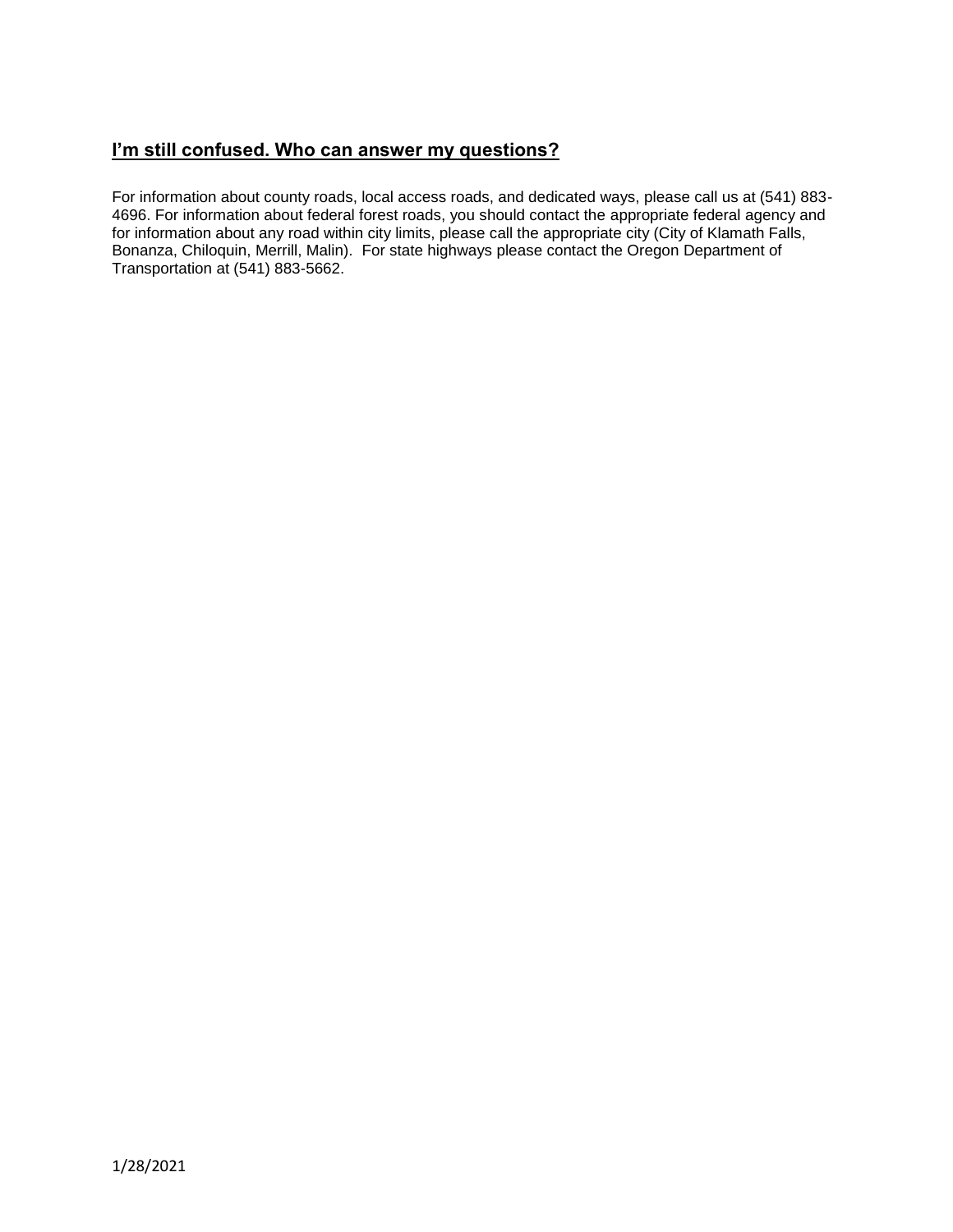## I'm still confused. Who can answer my questions?

For information about county roads, local access roads, and dedicated ways, please call us at (541) 883-4696. For information about federal forest roads, you should contact the appropriate federal agency and for information about any road within city limits, please call the appropriate city (City of Klamath Falls, Bonanza, Chiloquin, Merrill, Malin). For state highways please contact the Oregon Department of Transportation at (541) 883-5662.

1/28/2021